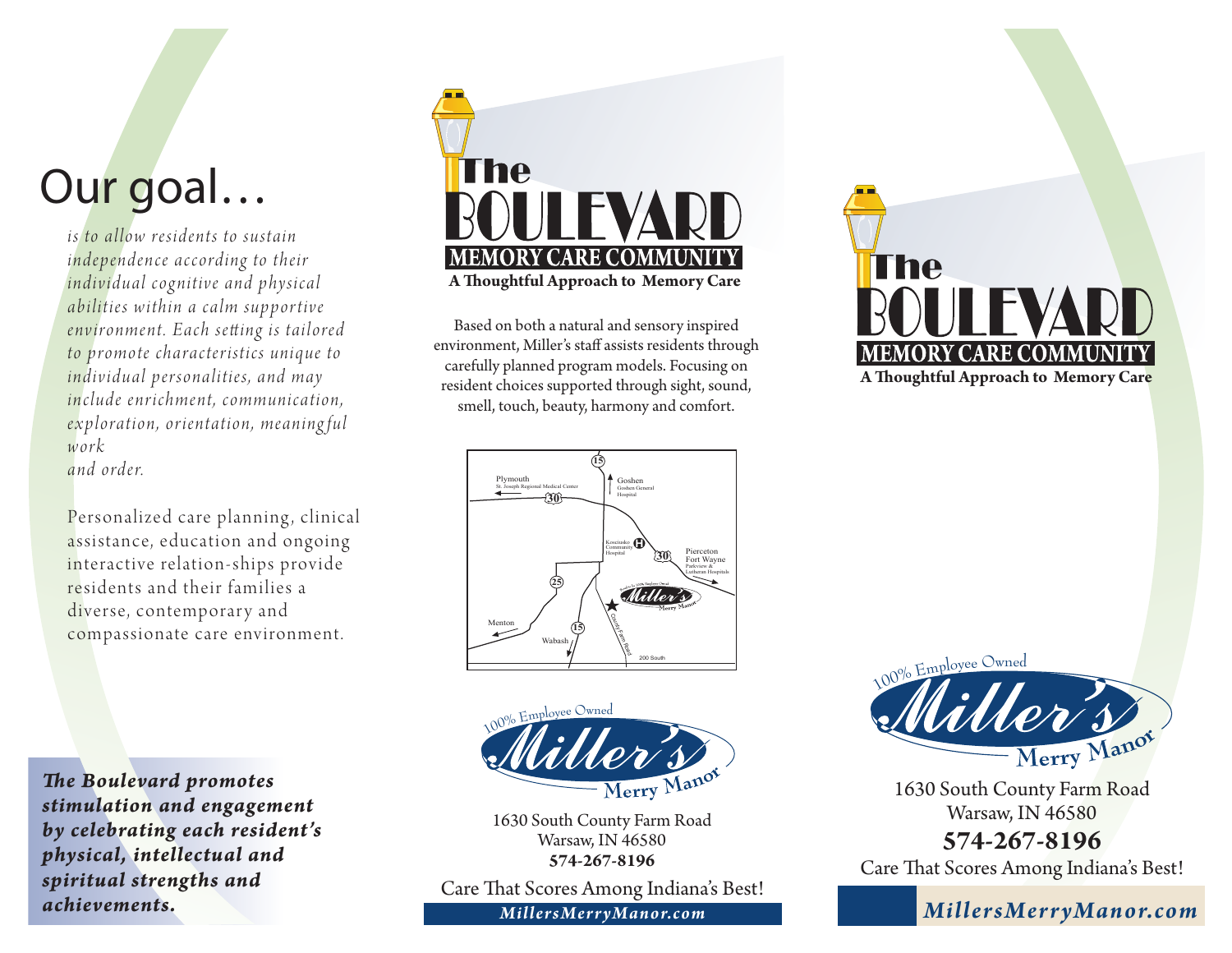# Our goal…

*is to allow residents to sustain independence according to their individual cognitive and physical abilities within a calm supportive environment. Each setting is tailored to promote characteristics unique to individual personalities, and may include enrichment, communication, exploration, orientation, meaningful work and order.*

Personalized care planning, clinical assistance, education and ongoing interactive relation-ships provide residents and their families a diverse, contemporary and compassionate care environment.

***The Boulevard promotes stimulation and engagement by celebrating each resident's physical, intellectual and spiritual strengths and achievements.***

# The BOULEVARD

## MEMORY CARE COMMUNITY

**A Thoughtful Approach to Memory Care**

Based on both a natural and sensory inspired environment, Miller's staff assists residents through carefully planned program models. Focusing on resident choices supported through sight, sound, smell, touch, beauty, harmony and comfort.

Plymouth
St. Joseph Regional Medical Center
30
15
Goshen
Goshen General Hospital
Kosciusko Community Hospital
30
Pierceton
Fort Wayne
Parkview & Lutheran Hospitals
25
15
Menton
Wabash
County Farm Road
200 South

100% Employee Owned
Miller's Merry Manor

1630 South County Farm Road
Warsaw, IN 46580
**574-267-8196**

Care That Scores Among Indiana's Best!

*MillersMerryManor.com*

# The BOULEVARD

## MEMORY CARE COMMUNITY

**A Thoughtful Approach to Memory Care**

100% Employee Owned
Miller's Merry Manor

1630 South County Farm Road
Warsaw, IN 46580
**574-267-8196**

Care That Scores Among Indiana's Best!

*MillersMerryManor.com*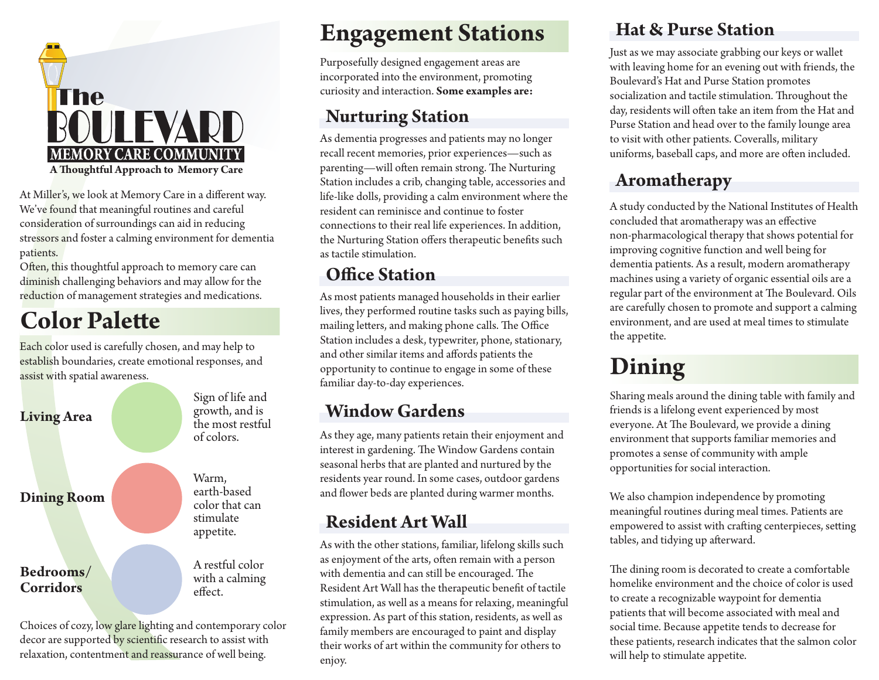# The BOULEVARD

**MEMORY CARE COMMUNITY**

**A Thoughtful Approach to Memory Care**

At Miller's, we look at Memory Care in a different way. We've found that meaningful routines and careful consideration of surroundings can aid in reducing stressors and foster a calming environment for dementia patients.

Often, this thoughtful approach to memory care can diminish challenging behaviors and may allow for the reduction of management strategies and medications.

# Color Palette

Each color used is carefully chosen, and may help to establish boundaries, create emotional responses, and assist with spatial awareness.

**Living Area** — Sign of life and growth, and is the most restful of colors.

**Dining Room** — Warm, earth-based color that can stimulate appetite.

**Bedrooms/ Corridors** — A restful color with a calming effect.

Choices of cozy, low glare lighting and contemporary color decor are supported by scientific research to assist with relaxation, contentment and reassurance of well being.

# Engagement Stations

Purposefully designed engagement areas are incorporated into the environment, promoting curiosity and interaction. **Some examples are:**

## Nurturing Station

As dementia progresses and patients may no longer recall recent memories, prior experiences—such as parenting—will often remain strong. The Nurturing Station includes a crib, changing table, accessories and life-like dolls, providing a calm environment where the resident can reminisce and continue to foster connections to their real life experiences. In addition, the Nurturing Station offers therapeutic benefits such as tactile stimulation.

## Office Station

As most patients managed households in their earlier lives, they performed routine tasks such as paying bills, mailing letters, and making phone calls. The Office Station includes a desk, typewriter, phone, stationary, and other similar items and affords patients the opportunity to continue to engage in some of these familiar day-to-day experiences.

## Window Gardens

As they age, many patients retain their enjoyment and interest in gardening. The Window Gardens contain seasonal herbs that are planted and nurtured by the residents year round. In some cases, outdoor gardens and flower beds are planted during warmer months.

## Resident Art Wall

As with the other stations, familiar, lifelong skills such as enjoyment of the arts, often remain with a person with dementia and can still be encouraged. The Resident Art Wall has the therapeutic benefit of tactile stimulation, as well as a means for relaxing, meaningful expression. As part of this station, residents, as well as family members are encouraged to paint and display their works of art within the community for others to enjoy.

## Hat & Purse Station

Just as we may associate grabbing our keys or wallet with leaving home for an evening out with friends, the Boulevard's Hat and Purse Station promotes socialization and tactile stimulation. Throughout the day, residents will often take an item from the Hat and Purse Station and head over to the family lounge area to visit with other patients. Coveralls, military uniforms, baseball caps, and more are often included.

## Aromatherapy

A study conducted by the National Institutes of Health concluded that aromatherapy was an effective non-pharmacological therapy that shows potential for improving cognitive function and well being for dementia patients. As a result, modern aromatherapy machines using a variety of organic essential oils are a regular part of the environment at The Boulevard. Oils are carefully chosen to promote and support a calming environment, and are used at meal times to stimulate the appetite.

# Dining

Sharing meals around the dining table with family and friends is a lifelong event experienced by most everyone. At The Boulevard, we provide a dining environment that supports familiar memories and promotes a sense of community with ample opportunities for social interaction.

We also champion independence by promoting meaningful routines during meal times. Patients are empowered to assist with crafting centerpieces, setting tables, and tidying up afterward.

The dining room is decorated to create a comfortable homelike environment and the choice of color is used to create a recognizable waypoint for dementia patients that will become associated with meal and social time. Because appetite tends to decrease for these patients, research indicates that the salmon color will help to stimulate appetite.